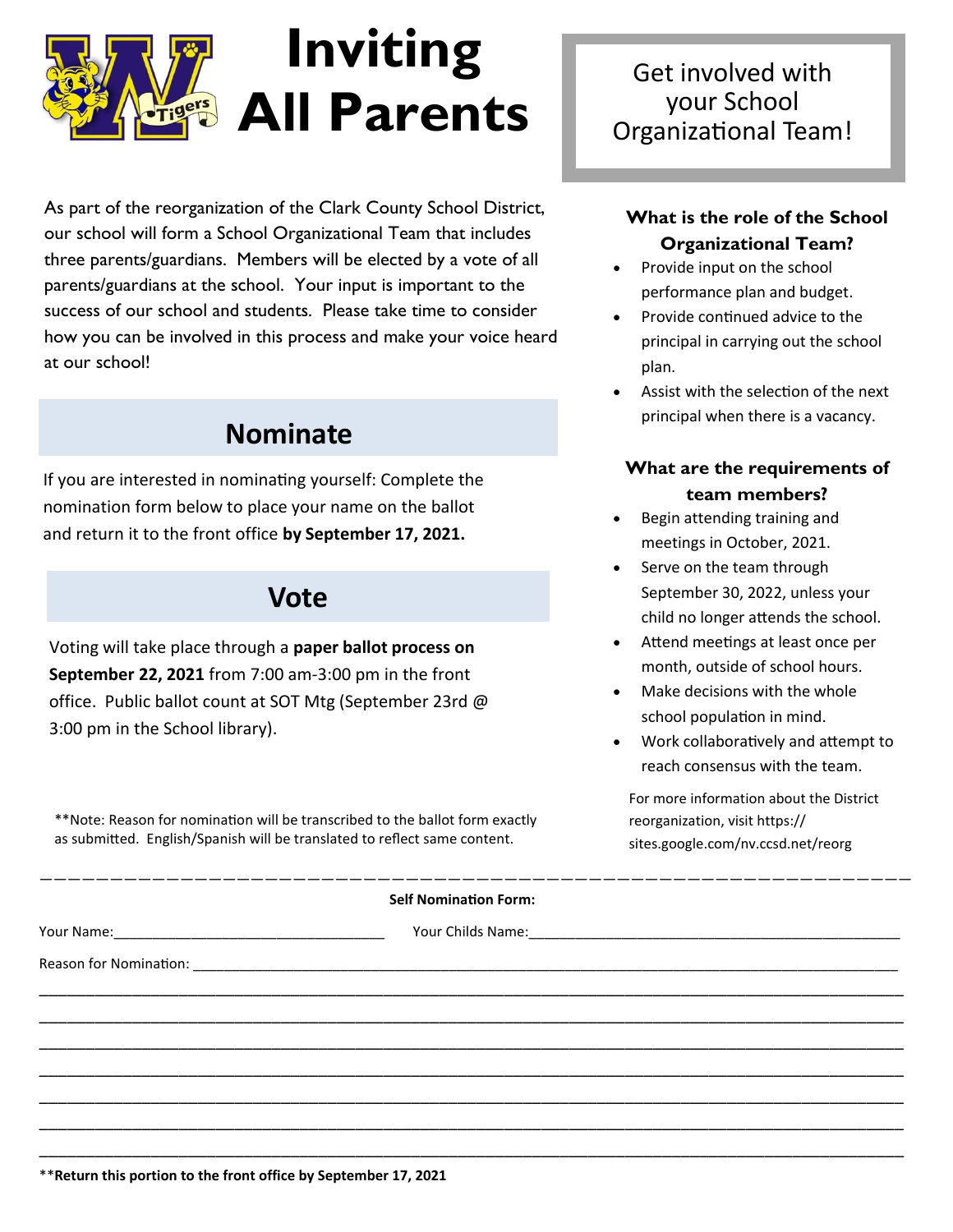# Inviting All Parents

Get involved with your School Organizational Team!

As part of the reorganization of the Clark County School District, our school will form a School Organizational Team that includes three parents/guardians. Members will be elected by a vote of all parents/guardians at the school. Your input is important to the success of our school and students. Please take time to consider how you can be involved in this process and make your voice heard at our school!

## Nominate

If you are interested in nominating yourself: Complete the nomination form below to place your name on the ballot and return it to the front office **by September 17, 2021.**

## Vote

Voting will take place through a **paper ballot process on September 22, 2021** from 7:00 am-3:00 pm in the front office. Public ballot count at SOT Mtg (September 23rd @ 3:00 pm in the School library).

**Note: Reason for nomination will be transcribed to the ballot form exactly as submitted. English/Spanish will be translated to reflect same content.

### What is the role of the School Organizational Team?

- Provide input on the school performance plan and budget.
- Provide continued advice to the principal in carrying out the school plan.
- Assist with the selection of the next principal when there is a vacancy.

### What are the requirements of team members?

- Begin attending training and meetings in October, 2021.
- Serve on the team through September 30, 2022, unless your child no longer attends the school.
- Attend meetings at least once per month, outside of school hours.
- Make decisions with the whole school population in mind.
- Work collaboratively and attempt to reach consensus with the team.

For more information about the District reorganization, visit https://sites.google.com/nv.ccsd.net/reorg

---

**Self Nomination Form:**

Your Name:___________________________________ Your Childs Name:________________________________________________

Reason for Nomination: ___________________________________________________________________________________________

_______________________________________________________________________________________________________________

_______________________________________________________________________________________________________________

_______________________________________________________________________________________________________________

_______________________________________________________________________________________________________________

_______________________________________________________________________________________________________________

_______________________________________________________________________________________________________________

_______________________________________________________________________________________________________________

****Return this portion to the front office by September 17, 2021**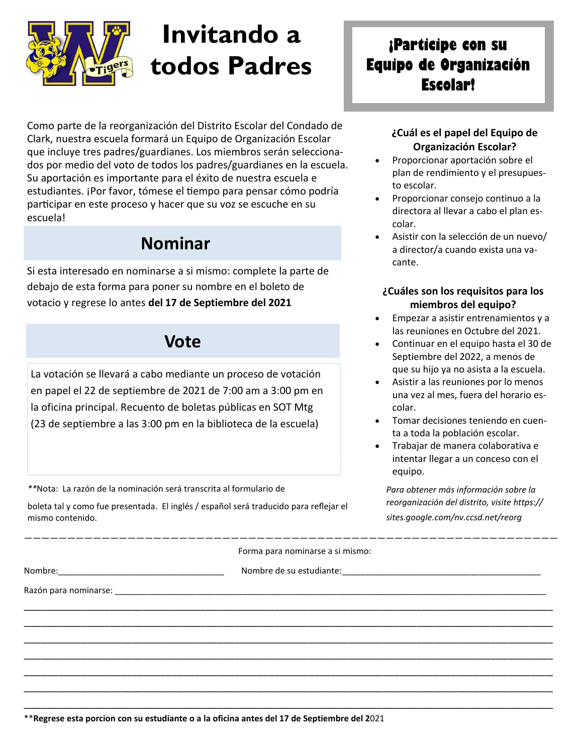# Invitando a todos Padres

## ¡Participe con su Equipo de Organización Escolar!

Como parte de la reorganización del Distrito Escolar del Condado de Clark, nuestra escuela formará un Equipo de Organización Escolar que incluye tres padres/guardianes. Los miembros serán seleccionados por medio del voto de todos los padres/guardianes en la escuela. Su aportación es importante para el éxito de nuestra escuela e estudiantes. ¡Por favor, tómese el tiempo para pensar cómo podría participar en este proceso y hacer que su voz se escuche en su escuela!

## Nominar

Si esta interesado en nominarse a si mismo: complete la parte de debajo de esta forma para poner su nombre en el boleto de votacio y regrese lo antes **del 17 de Septiembre del 2021**

## Vote

La votación se llevará a cabo mediante un proceso de votación en papel el 22 de septiembre de 2021 de 7:00 am a 3:00 pm en la oficina principal. Recuento de boletas públicas en SOT Mtg (23 de septiembre a las 3:00 pm en la biblioteca de la escuela)

**Nota: La razón de la nominación será transcrita al formulario de boleta tal y como fue presentada. El inglés / español será traducido para reflejar el mismo contenido.

### ¿Cuál es el papel del Equipo de Organización Escolar?

- Proporcionar aportación sobre el plan de rendimiento y el presupuesto escolar.
- Proporcionar consejo continuo a la directora al llevar a cabo el plan escolar.
- Asistir con la selección de un nuevo/a director/a cuando exista una vacante.

### ¿Cuáles son los requisitos para los miembros del equipo?

- Empezar a asistir entrenamientos y a las reuniones en Octubre del 2021.
- Continuar en el equipo hasta el 30 de Septiembre del 2022, a menos de que su hijo ya no asista a la escuela.
- Asistir a las reuniones por lo menos una vez al mes, fuera del horario escolar.
- Tomar decisiones teniendo en cuenta a toda la población escolar.
- Trabajar de manera colaborativa e intentar llegar a un conceso con el equipo.

*Para obtener más información sobre la reorganización del distrito, visite https://sites.google.com/nv.ccsd.net/reorg*

---

Forma para nominarse a si mismo:

Nombre:____________________________________ Nombre de su estudiante:____________________________________________

Razón para nominarse: ______________________________________________________________________________________

_____________________________________________________________________________________________________

_____________________________________________________________________________________________________

_____________________________________________________________________________________________________

_____________________________________________________________________________________________________

_____________________________________________________________________________________________________

_____________________________________________________________________________________________________

_____________________________________________________________________________________________________

****Regrese esta porcion con su estudiante o a la oficina antes del 17 de Septiembre del 2021**